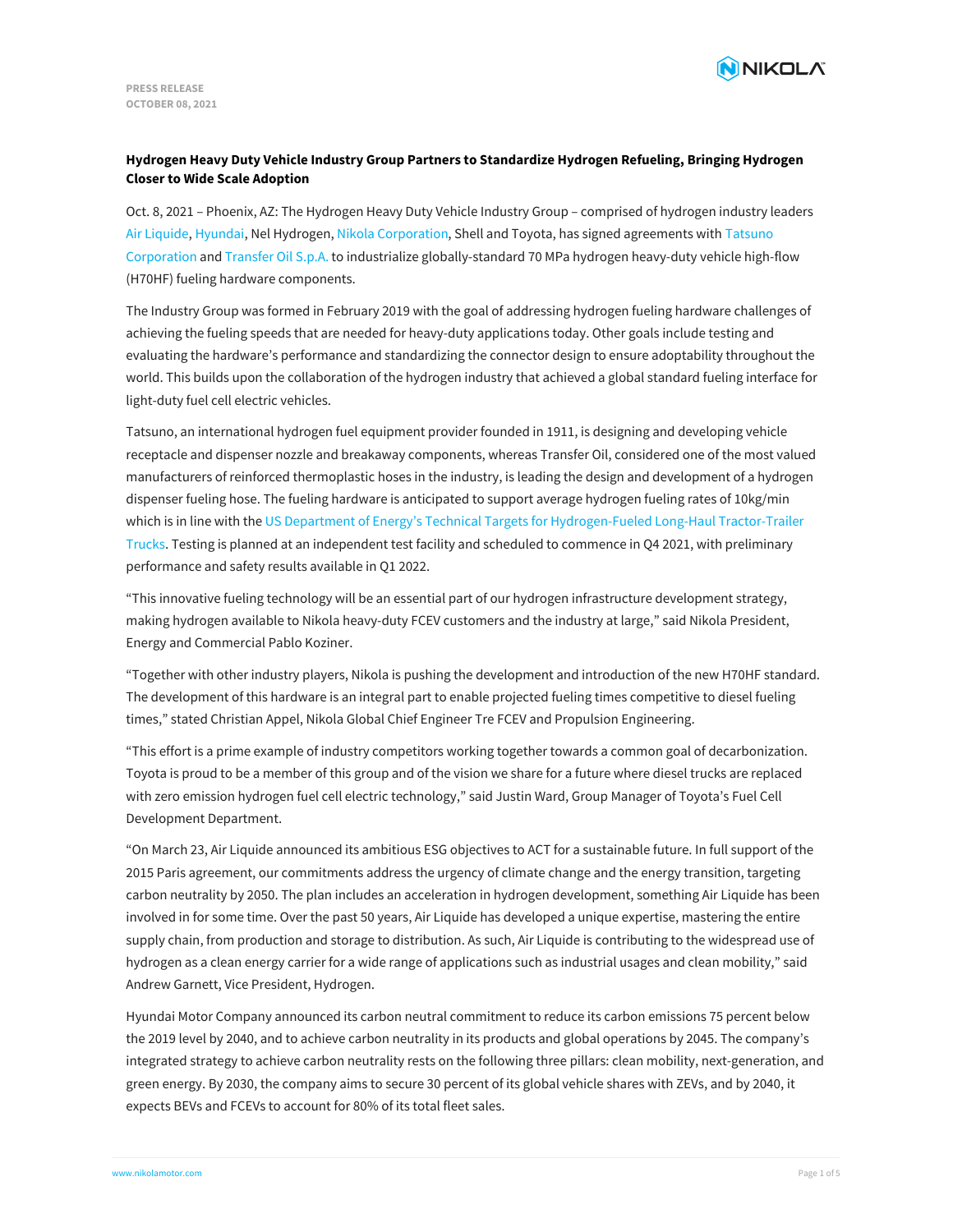PRESS RELEASE
OCTOBER 08, 2021

**Hydrogen Heavy Duty Vehicle Industry Group Partners to Standardize Hydrogen Refueling, Bringing Hydrogen Closer to Wide Scale Adoption**

Oct. 8, 2021 – Phoenix, AZ: The Hydrogen Heavy Duty Vehicle Industry Group – comprised of hydrogen industry leaders Air Liquide, Hyundai, Nel Hydrogen, Nikola Corporation, Shell and Toyota, has signed agreements with Tatsuno Corporation and Transfer Oil S.p.A. to industrialize globally-standard 70 MPa hydrogen heavy-duty vehicle high-flow (H70HF) fueling hardware components.

The Industry Group was formed in February 2019 with the goal of addressing hydrogen fueling hardware challenges of achieving the fueling speeds that are needed for heavy-duty applications today. Other goals include testing and evaluating the hardware's performance and standardizing the connector design to ensure adoptability throughout the world. This builds upon the collaboration of the hydrogen industry that achieved a global standard fueling interface for light-duty fuel cell electric vehicles.

Tatsuno, an international hydrogen fuel equipment provider founded in 1911, is designing and developing vehicle receptacle and dispenser nozzle and breakaway components, whereas Transfer Oil, considered one of the most valued manufacturers of reinforced thermoplastic hoses in the industry, is leading the design and development of a hydrogen dispenser fueling hose. The fueling hardware is anticipated to support average hydrogen fueling rates of 10kg/min which is in line with the US Department of Energy's Technical Targets for Hydrogen-Fueled Long-Haul Tractor-Trailer Trucks. Testing is planned at an independent test facility and scheduled to commence in Q4 2021, with preliminary performance and safety results available in Q1 2022.

"This innovative fueling technology will be an essential part of our hydrogen infrastructure development strategy, making hydrogen available to Nikola heavy-duty FCEV customers and the industry at large," said Nikola President, Energy and Commercial Pablo Koziner.

"Together with other industry players, Nikola is pushing the development and introduction of the new H70HF standard. The development of this hardware is an integral part to enable projected fueling times competitive to diesel fueling times," stated Christian Appel, Nikola Global Chief Engineer Tre FCEV and Propulsion Engineering.

"This effort is a prime example of industry competitors working together towards a common goal of decarbonization. Toyota is proud to be a member of this group and of the vision we share for a future where diesel trucks are replaced with zero emission hydrogen fuel cell electric technology," said Justin Ward, Group Manager of Toyota's Fuel Cell Development Department.

"On March 23, Air Liquide announced its ambitious ESG objectives to ACT for a sustainable future. In full support of the 2015 Paris agreement, our commitments address the urgency of climate change and the energy transition, targeting carbon neutrality by 2050. The plan includes an acceleration in hydrogen development, something Air Liquide has been involved in for some time. Over the past 50 years, Air Liquide has developed a unique expertise, mastering the entire supply chain, from production and storage to distribution. As such, Air Liquide is contributing to the widespread use of hydrogen as a clean energy carrier for a wide range of applications such as industrial usages and clean mobility," said Andrew Garnett, Vice President, Hydrogen.

Hyundai Motor Company announced its carbon neutral commitment to reduce its carbon emissions 75 percent below the 2019 level by 2040, and to achieve carbon neutrality in its products and global operations by 2045. The company's integrated strategy to achieve carbon neutrality rests on the following three pillars: clean mobility, next-generation, and green energy. By 2030, the company aims to secure 30 percent of its global vehicle shares with ZEVs, and by 2040, it expects BEVs and FCEVs to account for 80% of its total fleet sales.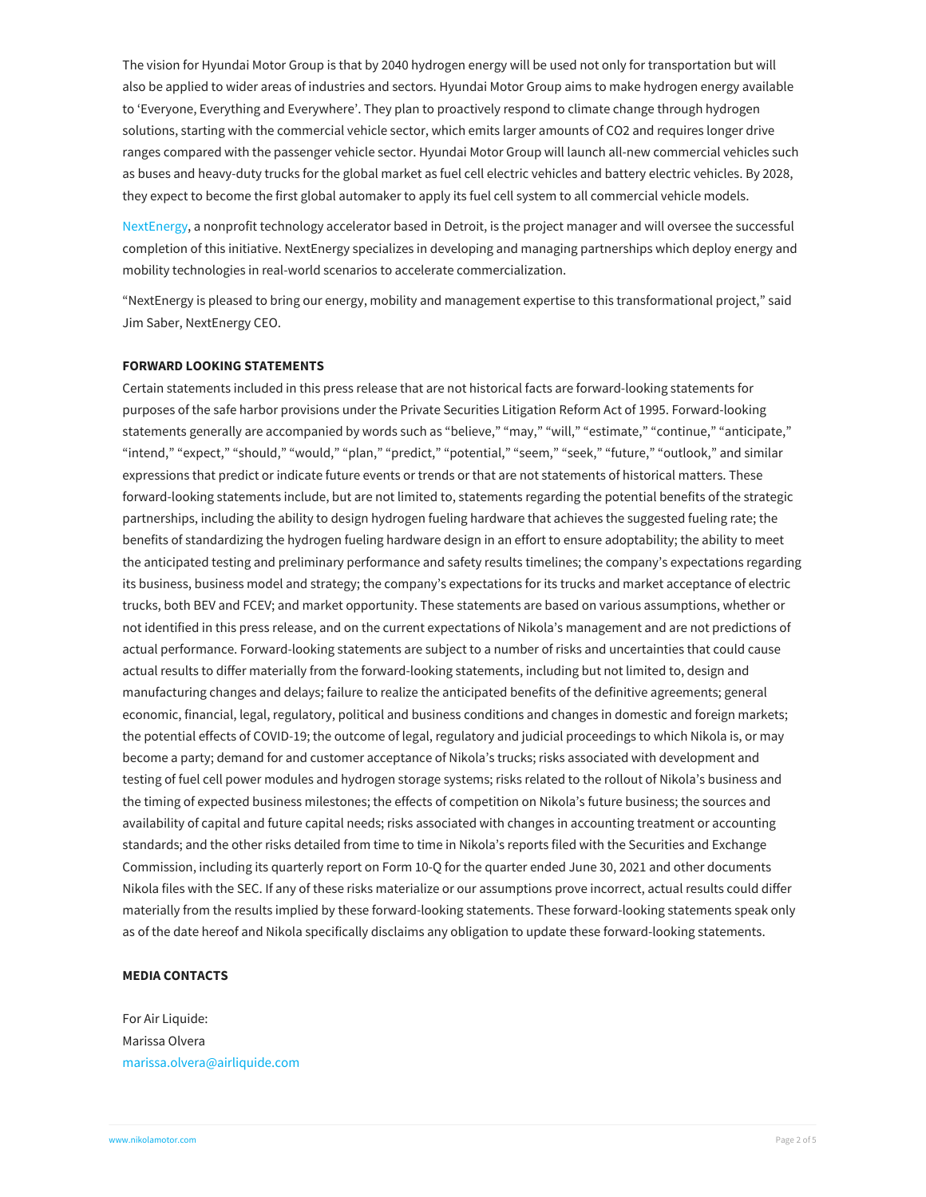The vision for Hyundai Motor Group is that by 2040 hydrogen energy will be used not only for transportation but will also be applied to wider areas of industries and sectors. Hyundai Motor Group aims to make hydrogen energy available to 'Everyone, Everything and Everywhere'. They plan to proactively respond to climate change through hydrogen solutions, starting with the commercial vehicle sector, which emits larger amounts of $CO_2$ and requires longer drive ranges compared with the passenger vehicle sector. Hyundai Motor Group will launch all-new commercial vehicles such as buses and heavy-duty trucks for the global market as fuel cell electric vehicles and battery electric vehicles. By 2028, they expect to become the first global automaker to apply its fuel cell system to all commercial vehicle models.

NextEnergy, a nonprofit technology accelerator based in Detroit, is the project manager and will oversee the successful completion of this initiative. NextEnergy specializes in developing and managing partnerships which deploy energy and mobility technologies in real-world scenarios to accelerate commercialization.

"NextEnergy is pleased to bring our energy, mobility and management expertise to this transformational project," said Jim Saber, NextEnergy CEO.

**FORWARD LOOKING STATEMENTS**

Certain statements included in this press release that are not historical facts are forward-looking statements for purposes of the safe harbor provisions under the Private Securities Litigation Reform Act of 1995. Forward-looking statements generally are accompanied by words such as "believe," "may," "will," "estimate," "continue," "anticipate," "intend," "expect," "should," "would," "plan," "predict," "potential," "seem," "seek," "future," "outlook," and similar expressions that predict or indicate future events or trends or that are not statements of historical matters. These forward-looking statements include, but are not limited to, statements regarding the potential benefits of the strategic partnerships, including the ability to design hydrogen fueling hardware that achieves the suggested fueling rate; the benefits of standardizing the hydrogen fueling hardware design in an effort to ensure adoptability; the ability to meet the anticipated testing and preliminary performance and safety results timelines; the company's expectations regarding its business, business model and strategy; the company's expectations for its trucks and market acceptance of electric trucks, both BEV and FCEV; and market opportunity. These statements are based on various assumptions, whether or not identified in this press release, and on the current expectations of Nikola's management and are not predictions of actual performance. Forward-looking statements are subject to a number of risks and uncertainties that could cause actual results to differ materially from the forward-looking statements, including but not limited to, design and manufacturing changes and delays; failure to realize the anticipated benefits of the definitive agreements; general economic, financial, legal, regulatory, political and business conditions and changes in domestic and foreign markets; the potential effects of COVID-19; the outcome of legal, regulatory and judicial proceedings to which Nikola is, or may become a party; demand for and customer acceptance of Nikola's trucks; risks associated with development and testing of fuel cell power modules and hydrogen storage systems; risks related to the rollout of Nikola's business and the timing of expected business milestones; the effects of competition on Nikola's future business; the sources and availability of capital and future capital needs; risks associated with changes in accounting treatment or accounting standards; and the other risks detailed from time to time in Nikola's reports filed with the Securities and Exchange Commission, including its quarterly report on Form 10-Q for the quarter ended June 30, 2021 and other documents Nikola files with the SEC. If any of these risks materialize or our assumptions prove incorrect, actual results could differ materially from the results implied by these forward-looking statements. These forward-looking statements speak only as of the date hereof and Nikola specifically disclaims any obligation to update these forward-looking statements.

**MEDIA CONTACTS**

For Air Liquide:
Marissa Olvera
marissa.olvera@airliquide.com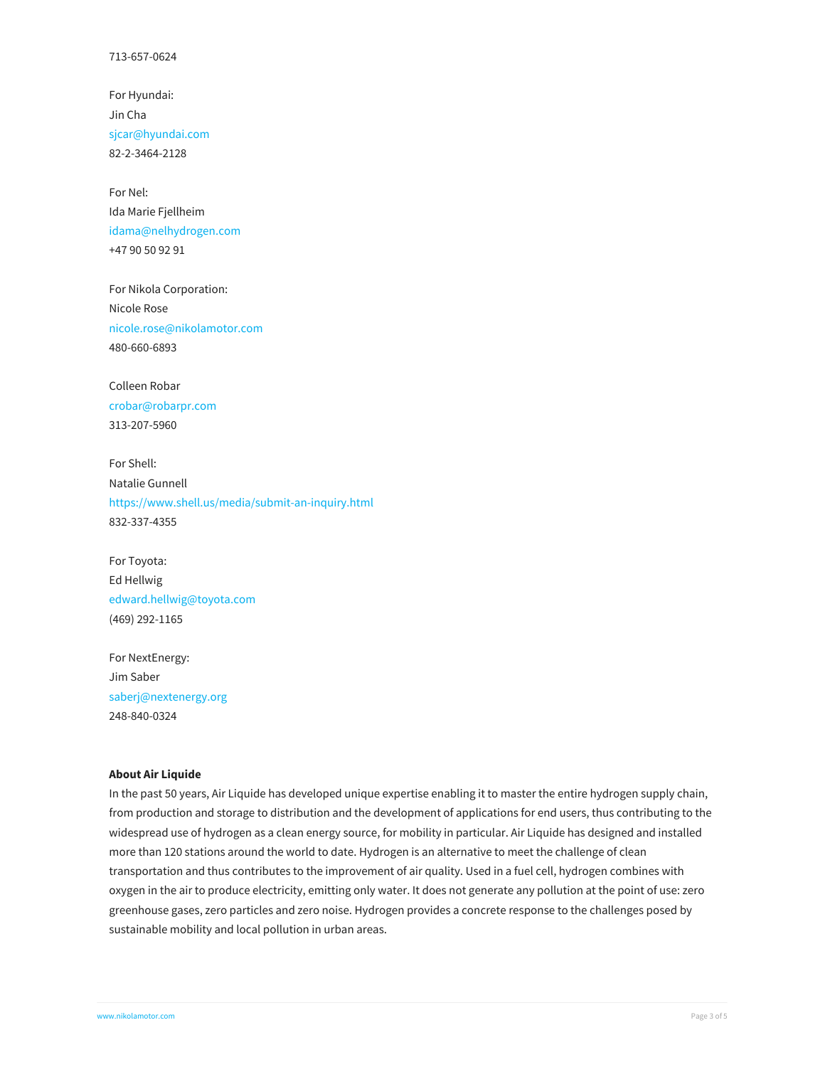713-657-0624

For Hyundai:
Jin Cha
sjcar@hyundai.com
82-2-3464-2128

For Nel:
Ida Marie Fjellheim
idama@nelhydrogen.com
+47 90 50 92 91

For Nikola Corporation:
Nicole Rose
nicole.rose@nikolamotor.com
480-660-6893

Colleen Robar
crobar@robarpr.com
313-207-5960

For Shell:
Natalie Gunnell
https://www.shell.us/media/submit-an-inquiry.html
832-337-4355

For Toyota:
Ed Hellwig
edward.hellwig@toyota.com
(469) 292-1165

For NextEnergy:
Jim Saber
saberj@nextenergy.org
248-840-0324

**About Air Liquide**

In the past 50 years, Air Liquide has developed unique expertise enabling it to master the entire hydrogen supply chain, from production and storage to distribution and the development of applications for end users, thus contributing to the widespread use of hydrogen as a clean energy source, for mobility in particular. Air Liquide has designed and installed more than 120 stations around the world to date. Hydrogen is an alternative to meet the challenge of clean transportation and thus contributes to the improvement of air quality. Used in a fuel cell, hydrogen combines with oxygen in the air to produce electricity, emitting only water. It does not generate any pollution at the point of use: zero greenhouse gases, zero particles and zero noise. Hydrogen provides a concrete response to the challenges posed by sustainable mobility and local pollution in urban areas.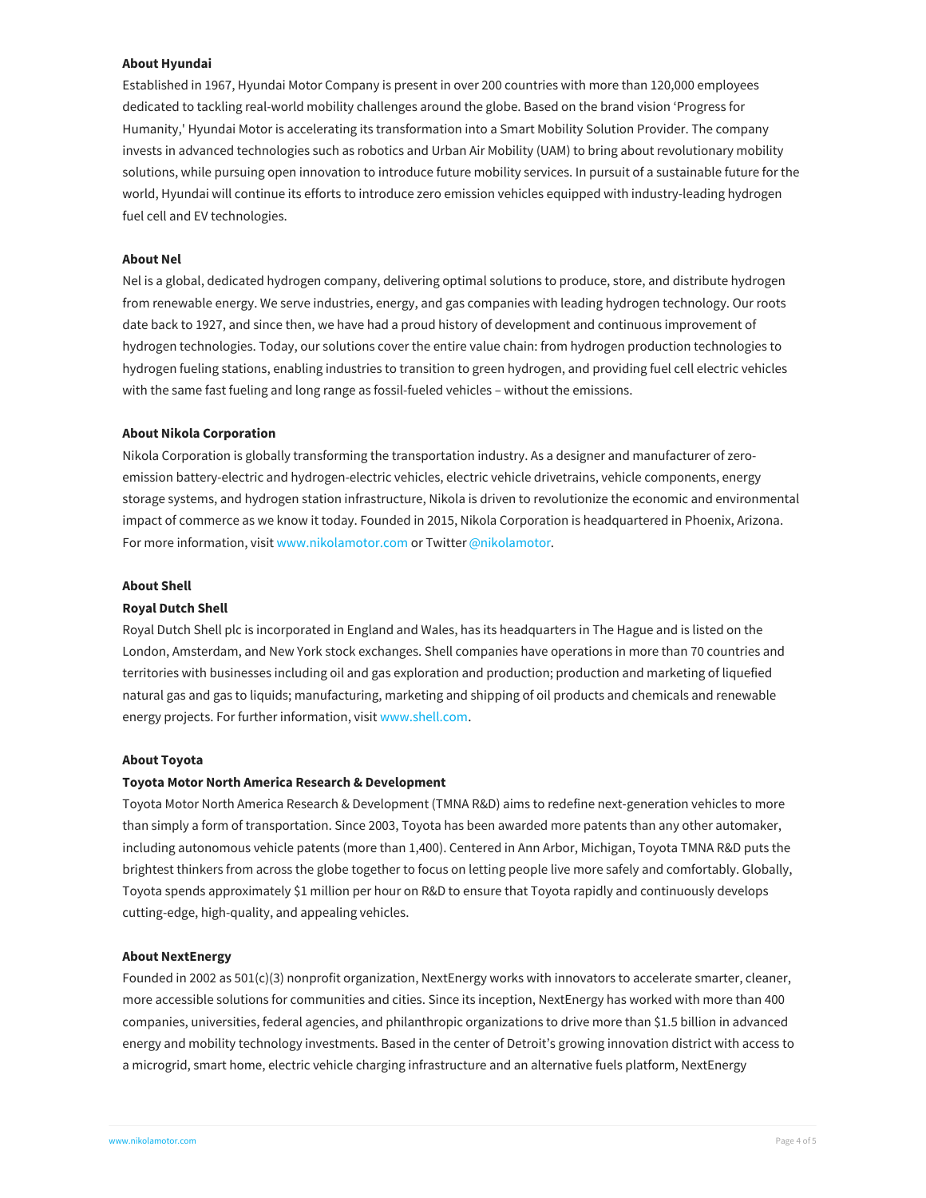**About Hyundai**

Established in 1967, Hyundai Motor Company is present in over 200 countries with more than 120,000 employees dedicated to tackling real-world mobility challenges around the globe. Based on the brand vision 'Progress for Humanity,' Hyundai Motor is accelerating its transformation into a Smart Mobility Solution Provider. The company invests in advanced technologies such as robotics and Urban Air Mobility (UAM) to bring about revolutionary mobility solutions, while pursuing open innovation to introduce future mobility services. In pursuit of a sustainable future for the world, Hyundai will continue its efforts to introduce zero emission vehicles equipped with industry-leading hydrogen fuel cell and EV technologies.

**About Nel**

Nel is a global, dedicated hydrogen company, delivering optimal solutions to produce, store, and distribute hydrogen from renewable energy. We serve industries, energy, and gas companies with leading hydrogen technology. Our roots date back to 1927, and since then, we have had a proud history of development and continuous improvement of hydrogen technologies. Today, our solutions cover the entire value chain: from hydrogen production technologies to hydrogen fueling stations, enabling industries to transition to green hydrogen, and providing fuel cell electric vehicles with the same fast fueling and long range as fossil-fueled vehicles – without the emissions.

**About Nikola Corporation**

Nikola Corporation is globally transforming the transportation industry. As a designer and manufacturer of zero-emission battery-electric and hydrogen-electric vehicles, electric vehicle drivetrains, vehicle components, energy storage systems, and hydrogen station infrastructure, Nikola is driven to revolutionize the economic and environmental impact of commerce as we know it today. Founded in 2015, Nikola Corporation is headquartered in Phoenix, Arizona. For more information, visit www.nikolamotor.com or Twitter @nikolamotor.

**About Shell**

**Royal Dutch Shell**

Royal Dutch Shell plc is incorporated in England and Wales, has its headquarters in The Hague and is listed on the London, Amsterdam, and New York stock exchanges. Shell companies have operations in more than 70 countries and territories with businesses including oil and gas exploration and production; production and marketing of liquefied natural gas and gas to liquids; manufacturing, marketing and shipping of oil products and chemicals and renewable energy projects. For further information, visit www.shell.com.

**About Toyota**

**Toyota Motor North America Research & Development**

Toyota Motor North America Research & Development (TMNA R&D) aims to redefine next-generation vehicles to more than simply a form of transportation. Since 2003, Toyota has been awarded more patents than any other automaker, including autonomous vehicle patents (more than 1,400). Centered in Ann Arbor, Michigan, Toyota TMNA R&D puts the brightest thinkers from across the globe together to focus on letting people live more safely and comfortably. Globally, Toyota spends approximately $1 million per hour on R&D to ensure that Toyota rapidly and continuously develops cutting-edge, high-quality, and appealing vehicles.

**About NextEnergy**

Founded in 2002 as 501(c)(3) nonprofit organization, NextEnergy works with innovators to accelerate smarter, cleaner, more accessible solutions for communities and cities. Since its inception, NextEnergy has worked with more than 400 companies, universities, federal agencies, and philanthropic organizations to drive more than $1.5 billion in advanced energy and mobility technology investments. Based in the center of Detroit's growing innovation district with access to a microgrid, smart home, electric vehicle charging infrastructure and an alternative fuels platform, NextEnergy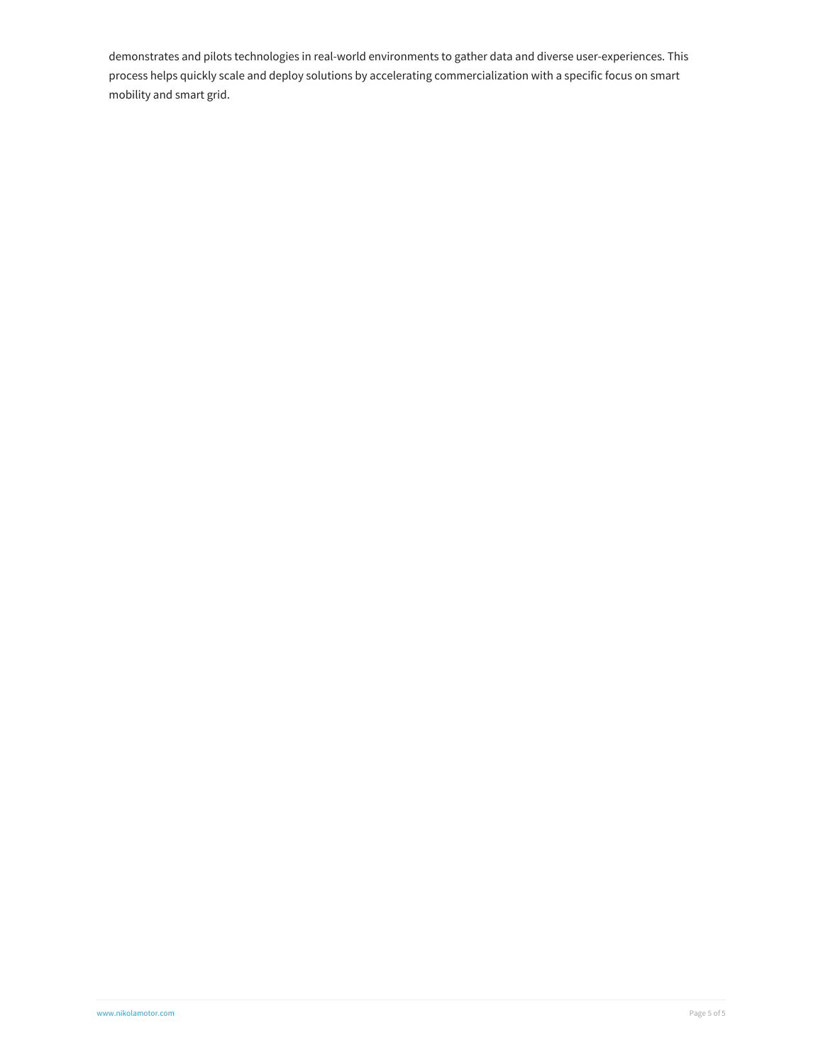demonstrates and pilots technologies in real-world environments to gather data and diverse user-experiences. This process helps quickly scale and deploy solutions by accelerating commercialization with a specific focus on smart mobility and smart grid.